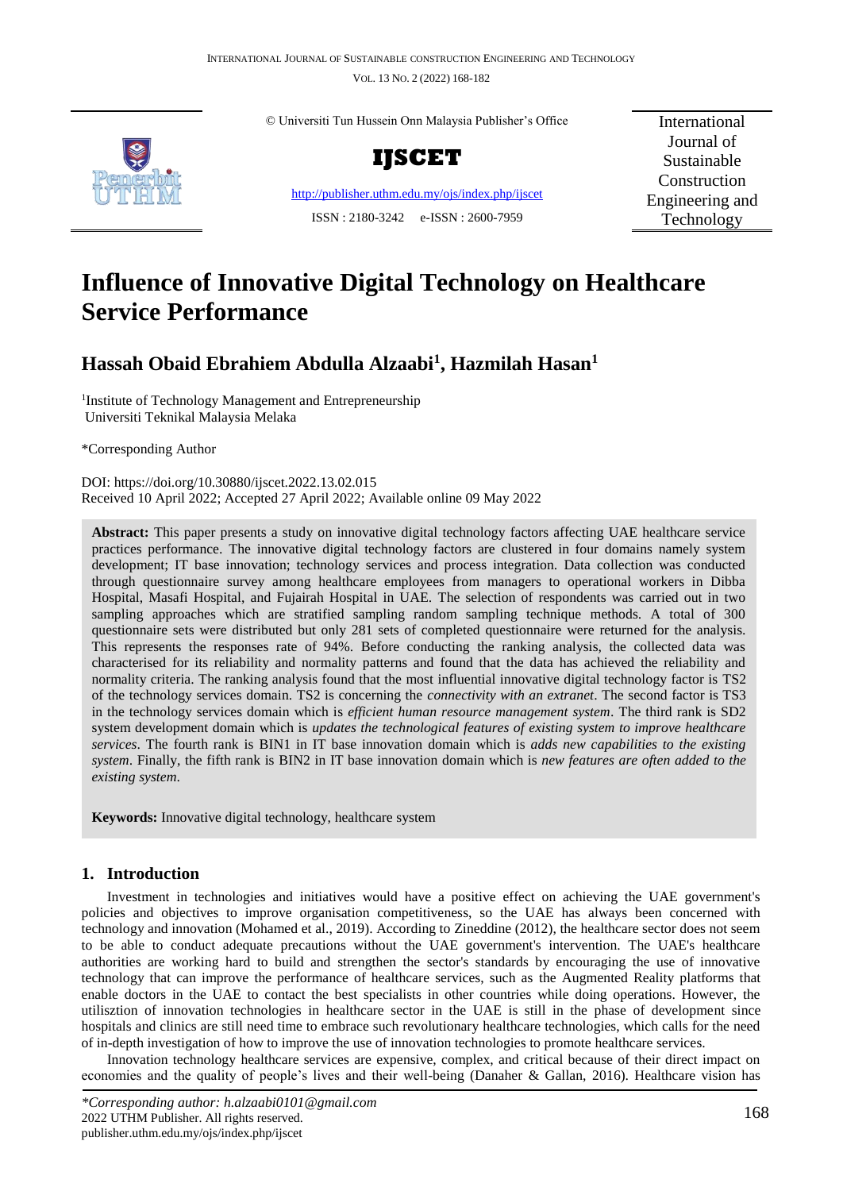# Influence of Innovative Digital Technology on Healthcare Service Performance

## Hassah Obaid Ebrahiem Abdulla Alzaabi[1], Hazmilah Hasan[1]

[1]Institute of Technology Management and Entrepreneurship
Universiti Teknikal Malaysia Melaka

*Corresponding Author

DOI: https://doi.org/10.30880/ijscet.2022.13.02.015
Received 10 April 2022; Accepted 27 April 2022; Available online 09 May 2022

**Abstract:** This paper presents a study on innovative digital technology factors affecting UAE healthcare service practices performance. The innovative digital technology factors are clustered in four domains namely system development; IT base innovation; technology services and process integration. Data collection was conducted through questionnaire survey among healthcare employees from managers to operational workers in Dibba Hospital, Masafi Hospital, and Fujairah Hospital in UAE. The selection of respondents was carried out in two sampling approaches which are stratified sampling random sampling technique methods. A total of 300 questionnaire sets were distributed but only 281 sets of completed questionnaire were returned for the analysis. This represents the responses rate of 94%. Before conducting the ranking analysis, the collected data was characterised for its reliability and normality patterns and found that the data has achieved the reliability and normality criteria. The ranking analysis found that the most influential innovative digital technology factor is TS2 of the technology services domain. TS2 is concerning the *connectivity with an extranet*. The second factor is TS3 in the technology services domain which is *efficient human resource management system*. The third rank is SD2 system development domain which is *updates the technological features of existing system to improve healthcare services*. The fourth rank is BIN1 in IT base innovation domain which is *adds new capabilities to the existing system*. Finally, the fifth rank is BIN2 in IT base innovation domain which is *new features are often added to the existing system*.

**Keywords:** Innovative digital technology, healthcare system

## 1. Introduction

Investment in technologies and initiatives would have a positive effect on achieving the UAE government's policies and objectives to improve organisation competitiveness, so the UAE has always been concerned with technology and innovation (Mohamed et al., 2019). According to Zineddine (2012), the healthcare sector does not seem to be able to conduct adequate precautions without the UAE government's intervention. The UAE's healthcare authorities are working hard to build and strengthen the sector's standards by encouraging the use of innovative technology that can improve the performance of healthcare services, such as the Augmented Reality platforms that enable doctors in the UAE to contact the best specialists in other countries while doing operations. However, the utilisztion of innovation technologies in healthcare sector in the UAE is still in the phase of development since hospitals and clinics are still need time to embrace such revolutionary healthcare technologies, which calls for the need of in-depth investigation of how to improve the use of innovation technologies to promote healthcare services.

Innovation technology healthcare services are expensive, complex, and critical because of their direct impact on economies and the quality of people's lives and their well-being (Danaher & Gallan, 2016). Healthcare vision has

*Corresponding author: h.alzaabi0101@gmail.com
2022 UTHM Publisher. All rights reserved.
publisher.uthm.edu.my/ojs/index.php/ijscet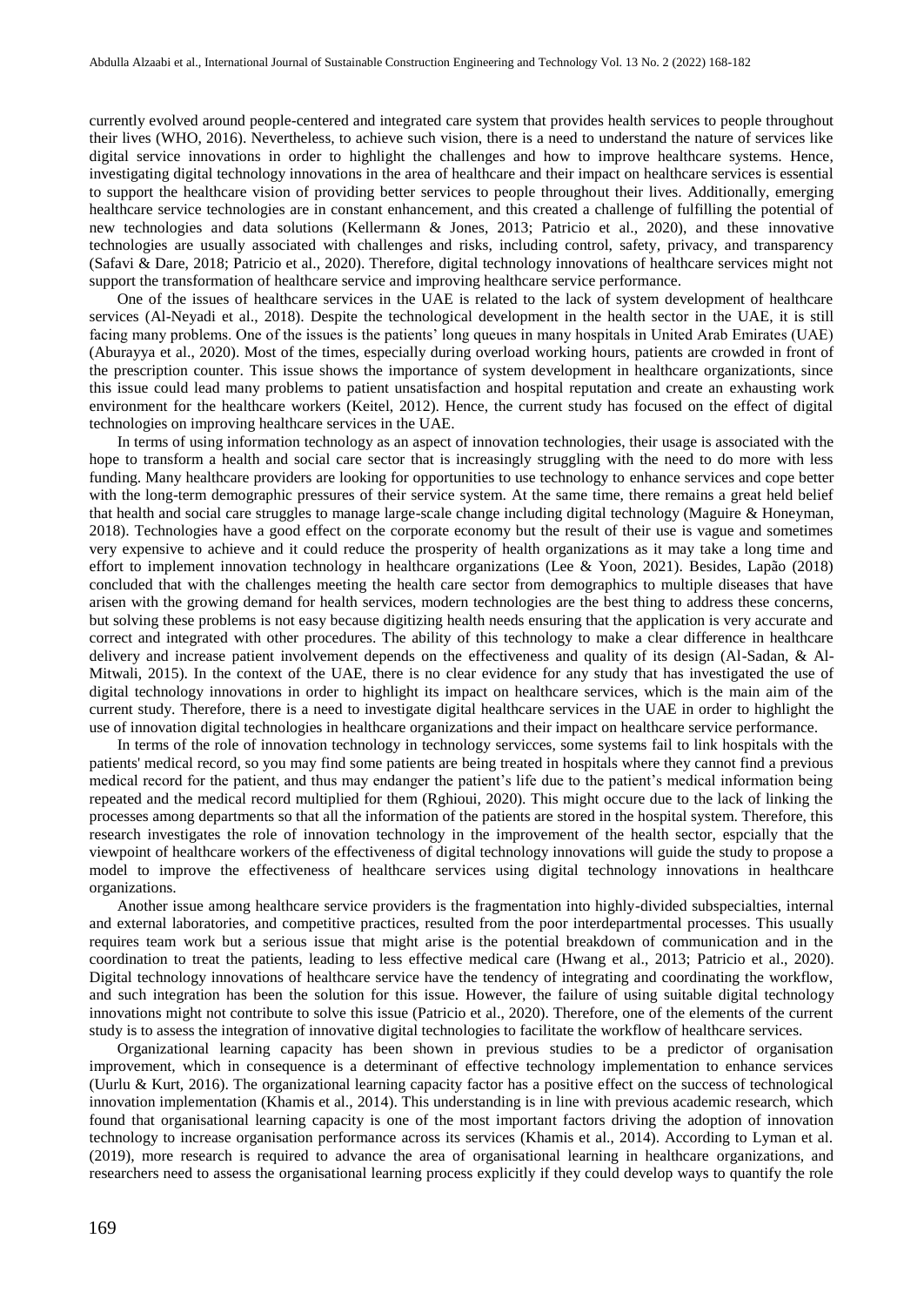currently evolved around people-centered and integrated care system that provides health services to people throughout their lives (WHO, 2016). Nevertheless, to achieve such vision, there is a need to understand the nature of services like digital service innovations in order to highlight the challenges and how to improve healthcare systems. Hence, investigating digital technology innovations in the area of healthcare and their impact on healthcare services is essential to support the healthcare vision of providing better services to people throughout their lives. Additionally, emerging healthcare service technologies are in constant enhancement, and this created a challenge of fulfilling the potential of new technologies and data solutions (Kellermann & Jones, 2013; Patricio et al., 2020), and these innovative technologies are usually associated with challenges and risks, including control, safety, privacy, and transparency (Safavi & Dare, 2018; Patricio et al., 2020). Therefore, digital technology innovations of healthcare services might not support the transformation of healthcare service and improving healthcare service performance.

One of the issues of healthcare services in the UAE is related to the lack of system development of healthcare services (Al-Neyadi et al., 2018). Despite the technological development in the health sector in the UAE, it is still facing many problems. One of the issues is the patients' long queues in many hospitals in United Arab Emirates (UAE) (Aburayya et al., 2020). Most of the times, especially during overload working hours, patients are crowded in front of the prescription counter. This issue shows the importance of system development in healthcare organizationts, since this issue could lead many problems to patient unsatisfaction and hospital reputation and create an exhausting work environment for the healthcare workers (Keitel, 2012). Hence, the current study has focused on the effect of digital technologies on improving healthcare services in the UAE.

In terms of using information technology as an aspect of innovation technologies, their usage is associated with the hope to transform a health and social care sector that is increasingly struggling with the need to do more with less funding. Many healthcare providers are looking for opportunities to use technology to enhance services and cope better with the long-term demographic pressures of their service system. At the same time, there remains a great held belief that health and social care struggles to manage large-scale change including digital technology (Maguire & Honeyman, 2018). Technologies have a good effect on the corporate economy but the result of their use is vague and sometimes very expensive to achieve and it could reduce the prosperity of health organizations as it may take a long time and effort to implement innovation technology in healthcare organizations (Lee & Yoon, 2021). Besides, Lapão (2018) concluded that with the challenges meeting the health care sector from demographics to multiple diseases that have arisen with the growing demand for health services, modern technologies are the best thing to address these concerns, but solving these problems is not easy because digitizing health needs ensuring that the application is very accurate and correct and integrated with other procedures. The ability of this technology to make a clear difference in healthcare delivery and increase patient involvement depends on the effectiveness and quality of its design (Al-Sadan, & Al-Mitwali, 2015). In the context of the UAE, there is no clear evidence for any study that has investigated the use of digital technology innovations in order to highlight its impact on healthcare services, which is the main aim of the current study. Therefore, there is a need to investigate digital healthcare services in the UAE in order to highlight the use of innovation digital technologies in healthcare organizations and their impact on healthcare service performance.

In terms of the role of innovation technology in technology servicces, some systems fail to link hospitals with the patients' medical record, so you may find some patients are being treated in hospitals where they cannot find a previous medical record for the patient, and thus may endanger the patient's life due to the patient's medical information being repeated and the medical record multiplied for them (Rghioui, 2020). This might occure due to the lack of linking the processes among departments so that all the information of the patients are stored in the hospital system. Therefore, this research investigates the role of innovation technology in the improvement of the health sector, espcially that the viewpoint of healthcare workers of the effectiveness of digital technology innovations will guide the study to propose a model to improve the effectiveness of healthcare services using digital technology innovations in healthcare organizations.

Another issue among healthcare service providers is the fragmentation into highly-divided subspecialties, internal and external laboratories, and competitive practices, resulted from the poor interdepartmental processes. This usually requires team work but a serious issue that might arise is the potential breakdown of communication and in the coordination to treat the patients, leading to less effective medical care (Hwang et al., 2013; Patricio et al., 2020). Digital technology innovations of healthcare service have the tendency of integrating and coordinating the workflow, and such integration has been the solution for this issue. However, the failure of using suitable digital technology innovations might not contribute to solve this issue (Patricio et al., 2020). Therefore, one of the elements of the current study is to assess the integration of innovative digital technologies to facilitate the workflow of healthcare services.

Organizational learning capacity has been shown in previous studies to be a predictor of organisation improvement, which in consequence is a determinant of effective technology implementation to enhance services (Uurlu & Kurt, 2016). The organizational learning capacity factor has a positive effect on the success of technological innovation implementation (Khamis et al., 2014). This understanding is in line with previous academic research, which found that organisational learning capacity is one of the most important factors driving the adoption of innovation technology to increase organisation performance across its services (Khamis et al., 2014). According to Lyman et al. (2019), more research is required to advance the area of organisational learning in healthcare organizations, and researchers need to assess the organisational learning process explicitly if they could develop ways to quantify the role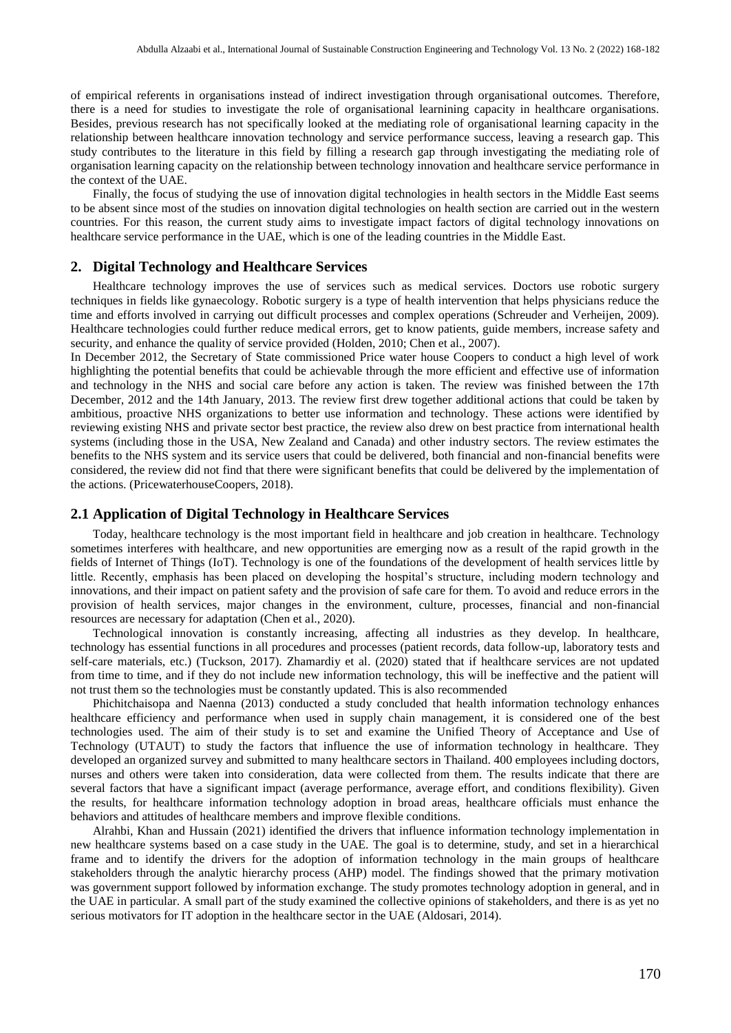of empirical referents in organisations instead of indirect investigation through organisational outcomes. Therefore, there is a need for studies to investigate the role of organisational learnining capacity in healthcare organisations. Besides, previous research has not specifically looked at the mediating role of organisational learning capacity in the relationship between healthcare innovation technology and service performance success, leaving a research gap. This study contributes to the literature in this field by filling a research gap through investigating the mediating role of organisation learning capacity on the relationship between technology innovation and healthcare service performance in the context of the UAE.

Finally, the focus of studying the use of innovation digital technologies in health sectors in the Middle East seems to be absent since most of the studies on innovation digital technologies on health section are carried out in the western countries. For this reason, the current study aims to investigate impact factors of digital technology innovations on healthcare service performance in the UAE, which is one of the leading countries in the Middle East.

## 2. Digital Technology and Healthcare Services

Healthcare technology improves the use of services such as medical services. Doctors use robotic surgery techniques in fields like gynaecology. Robotic surgery is a type of health intervention that helps physicians reduce the time and efforts involved in carrying out difficult processes and complex operations (Schreuder and Verheijen, 2009). Healthcare technologies could further reduce medical errors, get to know patients, guide members, increase safety and security, and enhance the quality of service provided (Holden, 2010; Chen et al., 2007).

In December 2012, the Secretary of State commissioned Price water house Coopers to conduct a high level of work highlighting the potential benefits that could be achievable through the more efficient and effective use of information and technology in the NHS and social care before any action is taken. The review was finished between the 17th December, 2012 and the 14th January, 2013. The review first drew together additional actions that could be taken by ambitious, proactive NHS organizations to better use information and technology. These actions were identified by reviewing existing NHS and private sector best practice, the review also drew on best practice from international health systems (including those in the USA, New Zealand and Canada) and other industry sectors. The review estimates the benefits to the NHS system and its service users that could be delivered, both financial and non-financial benefits were considered, the review did not find that there were significant benefits that could be delivered by the implementation of the actions. (PricewaterhouseCoopers, 2018).

### 2.1 Application of Digital Technology in Healthcare Services

Today, healthcare technology is the most important field in healthcare and job creation in healthcare. Technology sometimes interferes with healthcare, and new opportunities are emerging now as a result of the rapid growth in the fields of Internet of Things (IoT). Technology is one of the foundations of the development of health services little by little. Recently, emphasis has been placed on developing the hospital's structure, including modern technology and innovations, and their impact on patient safety and the provision of safe care for them. To avoid and reduce errors in the provision of health services, major changes in the environment, culture, processes, financial and non-financial resources are necessary for adaptation (Chen et al., 2020).

Technological innovation is constantly increasing, affecting all industries as they develop. In healthcare, technology has essential functions in all procedures and processes (patient records, data follow-up, laboratory tests and self-care materials, etc.) (Tuckson, 2017). Zhamardiy et al. (2020) stated that if healthcare services are not updated from time to time, and if they do not include new information technology, this will be ineffective and the patient will not trust them so the technologies must be constantly updated. This is also recommended

Phichitchaisopa and Naenna (2013) conducted a study concluded that health information technology enhances healthcare efficiency and performance when used in supply chain management, it is considered one of the best technologies used. The aim of their study is to set and examine the Unified Theory of Acceptance and Use of Technology (UTAUT) to study the factors that influence the use of information technology in healthcare. They developed an organized survey and submitted to many healthcare sectors in Thailand. 400 employees including doctors, nurses and others were taken into consideration, data were collected from them. The results indicate that there are several factors that have a significant impact (average performance, average effort, and conditions flexibility). Given the results, for healthcare information technology adoption in broad areas, healthcare officials must enhance the behaviors and attitudes of healthcare members and improve flexible conditions.

Alrahbi, Khan and Hussain (2021) identified the drivers that influence information technology implementation in new healthcare systems based on a case study in the UAE. The goal is to determine, study, and set in a hierarchical frame and to identify the drivers for the adoption of information technology in the main groups of healthcare stakeholders through the analytic hierarchy process (AHP) model. The findings showed that the primary motivation was government support followed by information exchange. The study promotes technology adoption in general, and in the UAE in particular. A small part of the study examined the collective opinions of stakeholders, and there is as yet no serious motivators for IT adoption in the healthcare sector in the UAE (Aldosari, 2014).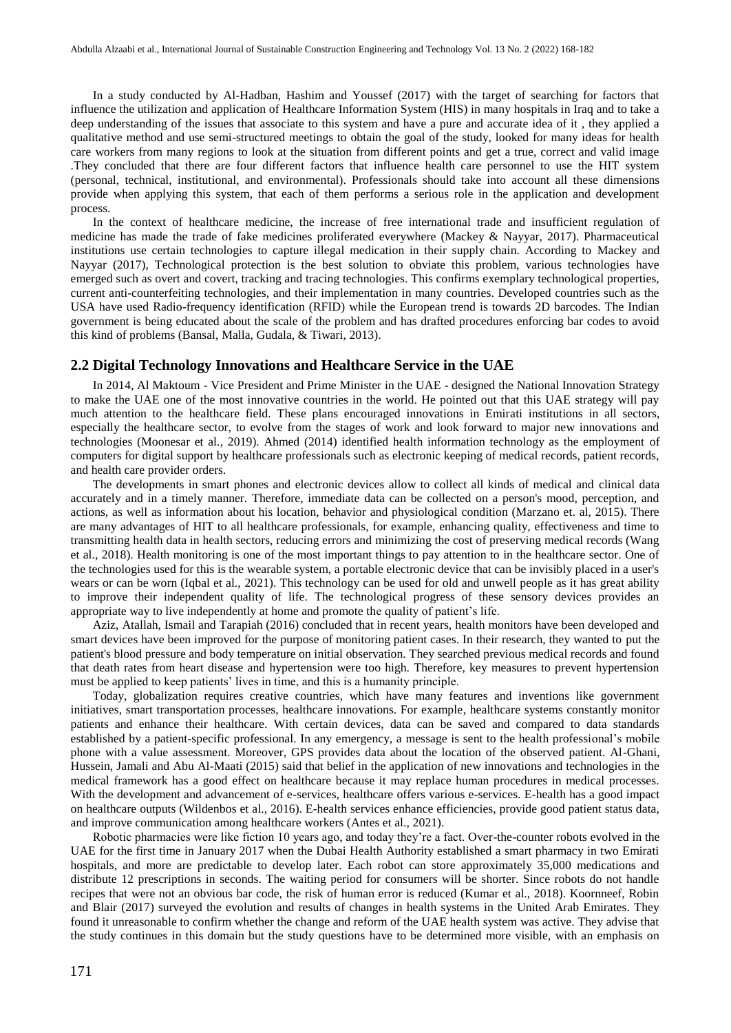In a study conducted by Al-Hadban, Hashim and Youssef (2017) with the target of searching for factors that influence the utilization and application of Healthcare Information System (HIS) in many hospitals in Iraq and to take a deep understanding of the issues that associate to this system and have a pure and accurate idea of it , they applied a qualitative method and use semi-structured meetings to obtain the goal of the study, looked for many ideas for health care workers from many regions to look at the situation from different points and get a true, correct and valid image .They concluded that there are four different factors that influence health care personnel to use the HIT system (personal, technical, institutional, and environmental). Professionals should take into account all these dimensions provide when applying this system, that each of them performs a serious role in the application and development process.

In the context of healthcare medicine, the increase of free international trade and insufficient regulation of medicine has made the trade of fake medicines proliferated everywhere (Mackey & Nayyar, 2017). Pharmaceutical institutions use certain technologies to capture illegal medication in their supply chain. According to Mackey and Nayyar (2017), Technological protection is the best solution to obviate this problem, various technologies have emerged such as overt and covert, tracking and tracing technologies. This confirms exemplary technological properties, current anti-counterfeiting technologies, and their implementation in many countries. Developed countries such as the USA have used Radio-frequency identification (RFID) while the European trend is towards 2D barcodes. The Indian government is being educated about the scale of the problem and has drafted procedures enforcing bar codes to avoid this kind of problems (Bansal, Malla, Gudala, & Tiwari, 2013).

## 2.2 Digital Technology Innovations and Healthcare Service in the UAE

In 2014, Al Maktoum - Vice President and Prime Minister in the UAE - designed the National Innovation Strategy to make the UAE one of the most innovative countries in the world. He pointed out that this UAE strategy will pay much attention to the healthcare field. These plans encouraged innovations in Emirati institutions in all sectors, especially the healthcare sector, to evolve from the stages of work and look forward to major new innovations and technologies (Moonesar et al., 2019). Ahmed (2014) identified health information technology as the employment of computers for digital support by healthcare professionals such as electronic keeping of medical records, patient records, and health care provider orders.

The developments in smart phones and electronic devices allow to collect all kinds of medical and clinical data accurately and in a timely manner. Therefore, immediate data can be collected on a person's mood, perception, and actions, as well as information about his location, behavior and physiological condition (Marzano et. al, 2015). There are many advantages of HIT to all healthcare professionals, for example, enhancing quality, effectiveness and time to transmitting health data in health sectors, reducing errors and minimizing the cost of preserving medical records (Wang et al., 2018). Health monitoring is one of the most important things to pay attention to in the healthcare sector. One of the technologies used for this is the wearable system, a portable electronic device that can be invisibly placed in a user's wears or can be worn (Iqbal et al., 2021). This technology can be used for old and unwell people as it has great ability to improve their independent quality of life. The technological progress of these sensory devices provides an appropriate way to live independently at home and promote the quality of patient's life.

Aziz, Atallah, Ismail and Tarapiah (2016) concluded that in recent years, health monitors have been developed and smart devices have been improved for the purpose of monitoring patient cases. In their research, they wanted to put the patient's blood pressure and body temperature on initial observation. They searched previous medical records and found that death rates from heart disease and hypertension were too high. Therefore, key measures to prevent hypertension must be applied to keep patients' lives in time, and this is a humanity principle.

Today, globalization requires creative countries, which have many features and inventions like government initiatives, smart transportation processes, healthcare innovations. For example, healthcare systems constantly monitor patients and enhance their healthcare. With certain devices, data can be saved and compared to data standards established by a patient-specific professional. In any emergency, a message is sent to the health professional's mobile phone with a value assessment. Moreover, GPS provides data about the location of the observed patient. Al-Ghani, Hussein, Jamali and Abu Al-Maati (2015) said that belief in the application of new innovations and technologies in the medical framework has a good effect on healthcare because it may replace human procedures in medical processes. With the development and advancement of e-services, healthcare offers various e-services. E-health has a good impact on healthcare outputs (Wildenbos et al., 2016). E-health services enhance efficiencies, provide good patient status data, and improve communication among healthcare workers (Antes et al., 2021).

Robotic pharmacies were like fiction 10 years ago, and today they're a fact. Over-the-counter robots evolved in the UAE for the first time in January 2017 when the Dubai Health Authority established a smart pharmacy in two Emirati hospitals, and more are predictable to develop later. Each robot can store approximately 35,000 medications and distribute 12 prescriptions in seconds. The waiting period for consumers will be shorter. Since robots do not handle recipes that were not an obvious bar code, the risk of human error is reduced (Kumar et al., 2018). Koornneef, Robin and Blair (2017) surveyed the evolution and results of changes in health systems in the United Arab Emirates. They found it unreasonable to confirm whether the change and reform of the UAE health system was active. They advise that the study continues in this domain but the study questions have to be determined more visible, with an emphasis on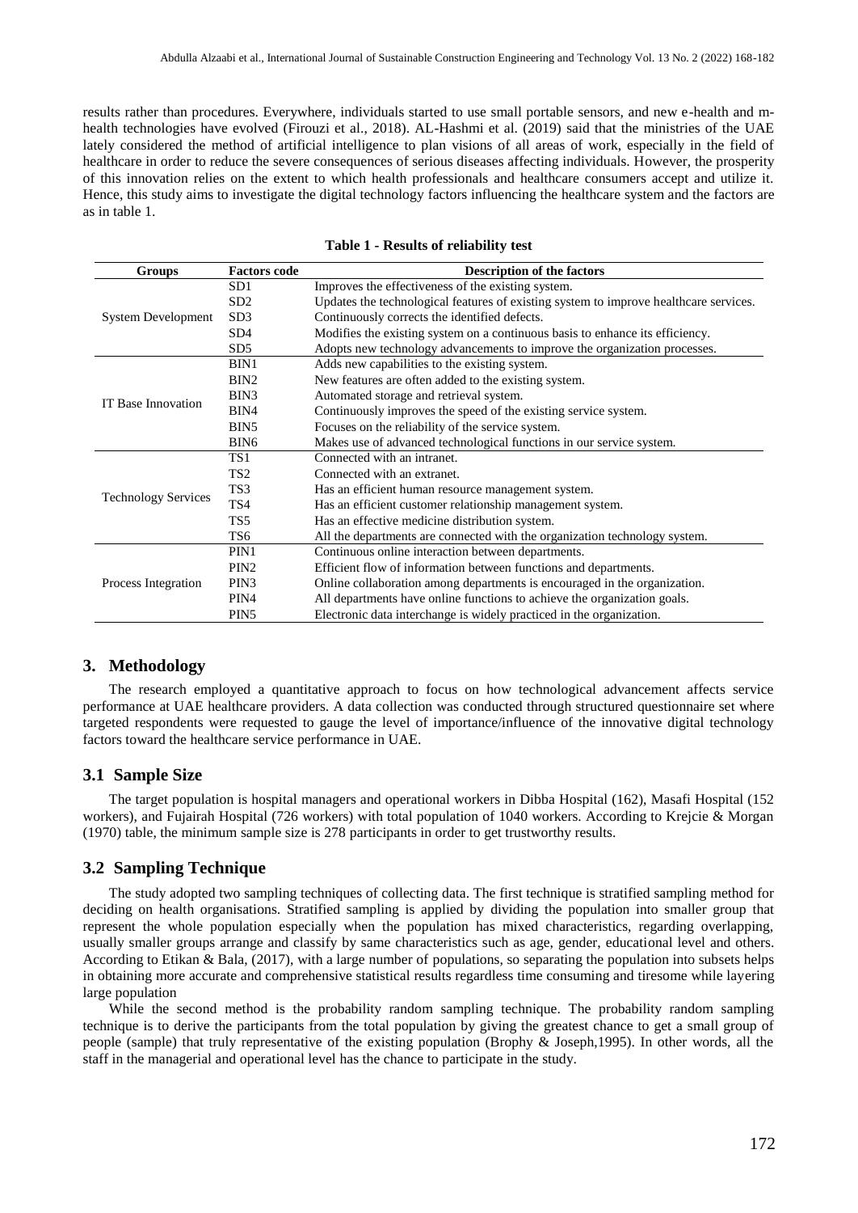results rather than procedures. Everywhere, individuals started to use small portable sensors, and new e-health and m-health technologies have evolved (Firouzi et al., 2018). AL-Hashmi et al. (2019) said that the ministries of the UAE lately considered the method of artificial intelligence to plan visions of all areas of work, especially in the field of healthcare in order to reduce the severe consequences of serious diseases affecting individuals. However, the prosperity of this innovation relies on the extent to which health professionals and healthcare consumers accept and utilize it. Hence, this study aims to investigate the digital technology factors influencing the healthcare system and the factors are as in table 1.

**Table 1 - Results of reliability test**

| Groups | Factors code | Description of the factors |
|---|---|---|
| System Development | SD1 | Improves the effectiveness of the existing system. |
| | SD2 | Updates the technological features of existing system to improve healthcare services. |
| | SD3 | Continuously corrects the identified defects. |
| | SD4 | Modifies the existing system on a continuous basis to enhance its efficiency. |
| | SD5 | Adopts new technology advancements to improve the organization processes. |
| IT Base Innovation | BIN1 | Adds new capabilities to the existing system. |
| | BIN2 | New features are often added to the existing system. |
| | BIN3 | Automated storage and retrieval system. |
| | BIN4 | Continuously improves the speed of the existing service system. |
| | BIN5 | Focuses on the reliability of the service system. |
| | BIN6 | Makes use of advanced technological functions in our service system. |
| Technology Services | TS1 | Connected with an intranet. |
| | TS2 | Connected with an extranet. |
| | TS3 | Has an efficient human resource management system. |
| | TS4 | Has an efficient customer relationship management system. |
| | TS5 | Has an effective medicine distribution system. |
| | TS6 | All the departments are connected with the organization technology system. |
| Process Integration | PIN1 | Continuous online interaction between departments. |
| | PIN2 | Efficient flow of information between functions and departments. |
| | PIN3 | Online collaboration among departments is encouraged in the organization. |
| | PIN4 | All departments have online functions to achieve the organization goals. |
| | PIN5 | Electronic data interchange is widely practiced in the organization. |

## 3. Methodology

The research employed a quantitative approach to focus on how technological advancement affects service performance at UAE healthcare providers. A data collection was conducted through structured questionnaire set where targeted respondents were requested to gauge the level of importance/influence of the innovative digital technology factors toward the healthcare service performance in UAE.

### 3.1 Sample Size

The target population is hospital managers and operational workers in Dibba Hospital (162), Masafi Hospital (152 workers), and Fujairah Hospital (726 workers) with total population of 1040 workers. According to Krejcie & Morgan (1970) table, the minimum sample size is 278 participants in order to get trustworthy results.

### 3.2 Sampling Technique

The study adopted two sampling techniques of collecting data. The first technique is stratified sampling method for deciding on health organisations. Stratified sampling is applied by dividing the population into smaller group that represent the whole population especially when the population has mixed characteristics, regarding overlapping, usually smaller groups arrange and classify by same characteristics such as age, gender, educational level and others. According to Etikan & Bala, (2017), with a large number of populations, so separating the population into subsets helps in obtaining more accurate and comprehensive statistical results regardless time consuming and tiresome while layering large population

While the second method is the probability random sampling technique. The probability random sampling technique is to derive the participants from the total population by giving the greatest chance to get a small group of people (sample) that truly representative of the existing population (Brophy & Joseph,1995). In other words, all the staff in the managerial and operational level has the chance to participate in the study.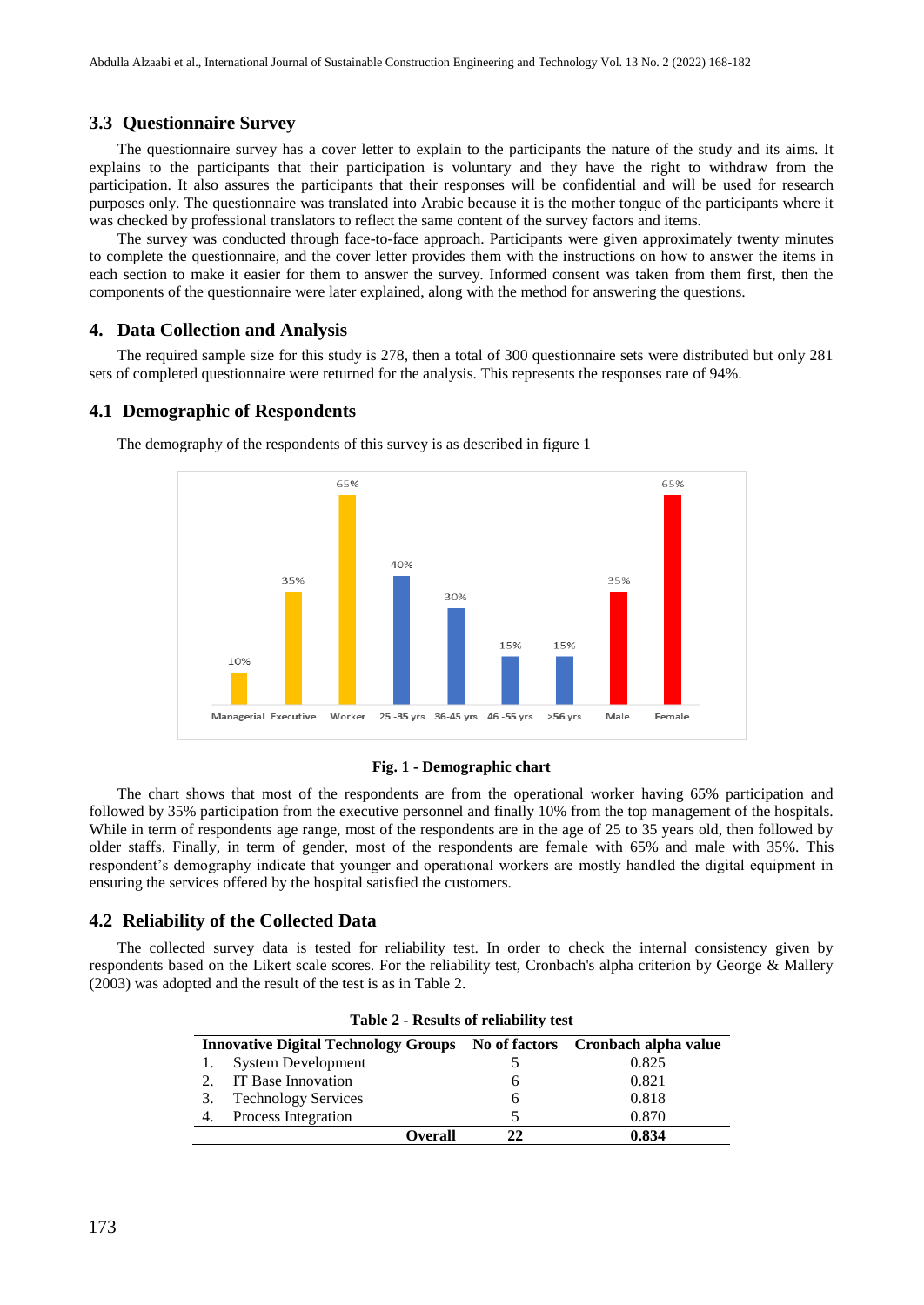## 3.3 Questionnaire Survey

The questionnaire survey has a cover letter to explain to the participants the nature of the study and its aims. It explains to the participants that their participation is voluntary and they have the right to withdraw from the participation. It also assures the participants that their responses will be confidential and will be used for research purposes only. The questionnaire was translated into Arabic because it is the mother tongue of the participants where it was checked by professional translators to reflect the same content of the survey factors and items.

The survey was conducted through face-to-face approach. Participants were given approximately twenty minutes to complete the questionnaire, and the cover letter provides them with the instructions on how to answer the items in each section to make it easier for them to answer the survey. Informed consent was taken from them first, then the components of the questionnaire were later explained, along with the method for answering the questions.

## 4. Data Collection and Analysis

The required sample size for this study is 278, then a total of 300 questionnaire sets were distributed but only 281 sets of completed questionnaire were returned for the analysis. This represents the responses rate of 94%.

## 4.1 Demographic of Respondents

The demography of the respondents of this survey is as described in figure 1

**Fig. 1 - Demographic chart**

The chart shows that most of the respondents are from the operational worker having 65% participation and followed by 35% participation from the executive personnel and finally 10% from the top management of the hospitals. While in term of respondents age range, most of the respondents are in the age of 25 to 35 years old, then followed by older staffs. Finally, in term of gender, most of the respondents are female with 65% and male with 35%. This respondent's demography indicate that younger and operational workers are mostly handled the digital equipment in ensuring the services offered by the hospital satisfied the customers.

## 4.2 Reliability of the Collected Data

The collected survey data is tested for reliability test. In order to check the internal consistency given by respondents based on the Likert scale scores. For the reliability test, Cronbach's alpha criterion by George & Mallery (2003) was adopted and the result of the test is as in Table 2.

**Table 2 - Results of reliability test**

| Innovative Digital Technology Groups | No of factors | Cronbach alpha value |
|---|---|---|
| 1. System Development | 5 | 0.825 |
| 2. IT Base Innovation | 6 | 0.821 |
| 3. Technology Services | 6 | 0.818 |
| 4. Process Integration | 5 | 0.870 |
| **Overall** | **22** | **0.834** |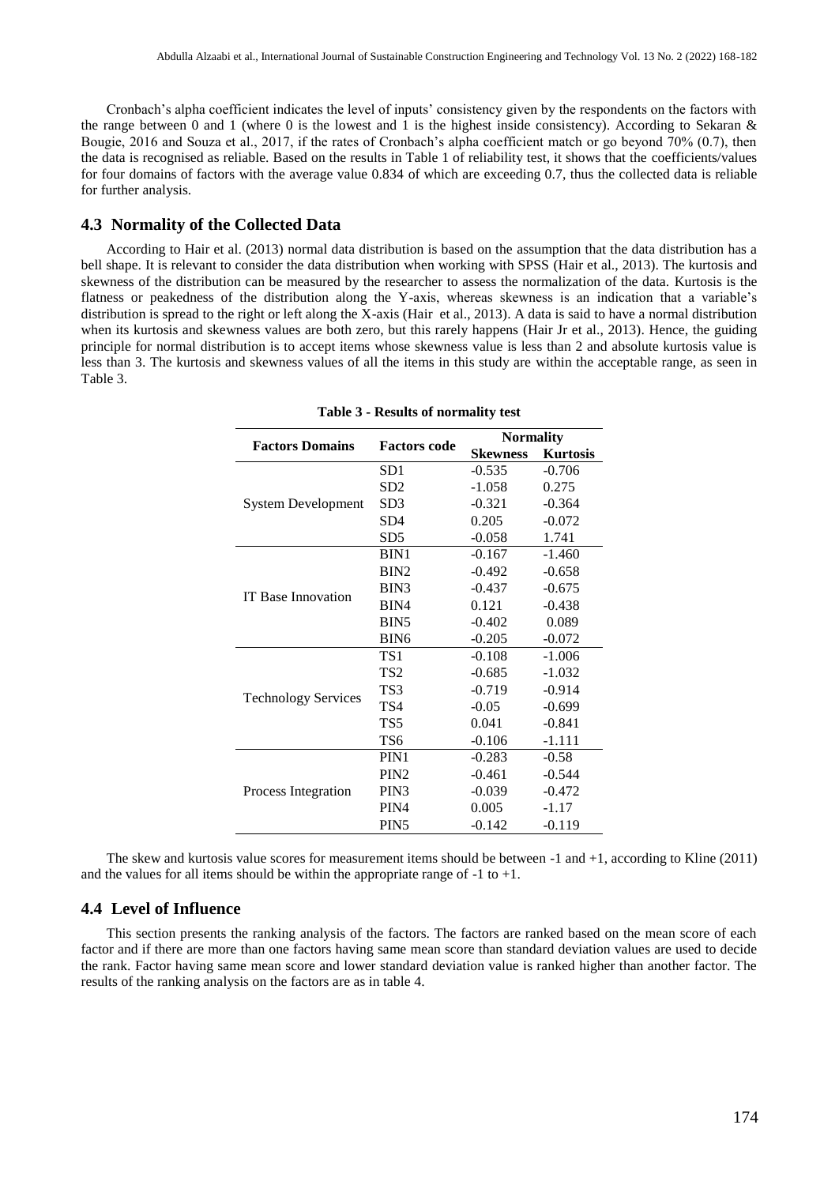Cronbach's alpha coefficient indicates the level of inputs' consistency given by the respondents on the factors with the range between 0 and 1 (where 0 is the lowest and 1 is the highest inside consistency). According to Sekaran & Bougie, 2016 and Souza et al., 2017, if the rates of Cronbach's alpha coefficient match or go beyond 70% (0.7), then the data is recognised as reliable. Based on the results in Table 1 of reliability test, it shows that the coefficients/values for four domains of factors with the average value 0.834 of which are exceeding 0.7, thus the collected data is reliable for further analysis.

## 4.3 Normality of the Collected Data

According to Hair et al. (2013) normal data distribution is based on the assumption that the data distribution has a bell shape. It is relevant to consider the data distribution when working with SPSS (Hair et al., 2013). The kurtosis and skewness of the distribution can be measured by the researcher to assess the normalization of the data. Kurtosis is the flatness or peakedness of the distribution along the Y-axis, whereas skewness is an indication that a variable's distribution is spread to the right or left along the X-axis (Hair et al., 2013). A data is said to have a normal distribution when its kurtosis and skewness values are both zero, but this rarely happens (Hair Jr et al., 2013). Hence, the guiding principle for normal distribution is to accept items whose skewness value is less than 2 and absolute kurtosis value is less than 3. The kurtosis and skewness values of all the items in this study are within the acceptable range, as seen in Table 3.

**Table 3 - Results of normality test**

| Factors Domains | Factors code | Normality | |
|---|---|---|---|
| | | **Skewness** | **Kurtosis** |
| System Development | SD1 | -0.535 | -0.706 |
| | SD2 | -1.058 | 0.275 |
| | SD3 | -0.321 | -0.364 |
| | SD4 | 0.205 | -0.072 |
| | SD5 | -0.058 | 1.741 |
| IT Base Innovation | BIN1 | -0.167 | -1.460 |
| | BIN2 | -0.492 | -0.658 |
| | BIN3 | -0.437 | -0.675 |
| | BIN4 | 0.121 | -0.438 |
| | BIN5 | -0.402 | 0.089 |
| | BIN6 | -0.205 | -0.072 |
| Technology Services | TS1 | -0.108 | -1.006 |
| | TS2 | -0.685 | -1.032 |
| | TS3 | -0.719 | -0.914 |
| | TS4 | -0.05 | -0.699 |
| | TS5 | 0.041 | -0.841 |
| | TS6 | -0.106 | -1.111 |
| Process Integration | PIN1 | -0.283 | -0.58 |
| | PIN2 | -0.461 | -0.544 |
| | PIN3 | -0.039 | -0.472 |
| | PIN4 | 0.005 | -1.17 |
| | PIN5 | -0.142 | -0.119 |

The skew and kurtosis value scores for measurement items should be between -1 and +1, according to Kline (2011) and the values for all items should be within the appropriate range of -1 to +1.

## 4.4 Level of Influence

This section presents the ranking analysis of the factors. The factors are ranked based on the mean score of each factor and if there are more than one factors having same mean score than standard deviation values are used to decide the rank. Factor having same mean score and lower standard deviation value is ranked higher than another factor. The results of the ranking analysis on the factors are as in table 4.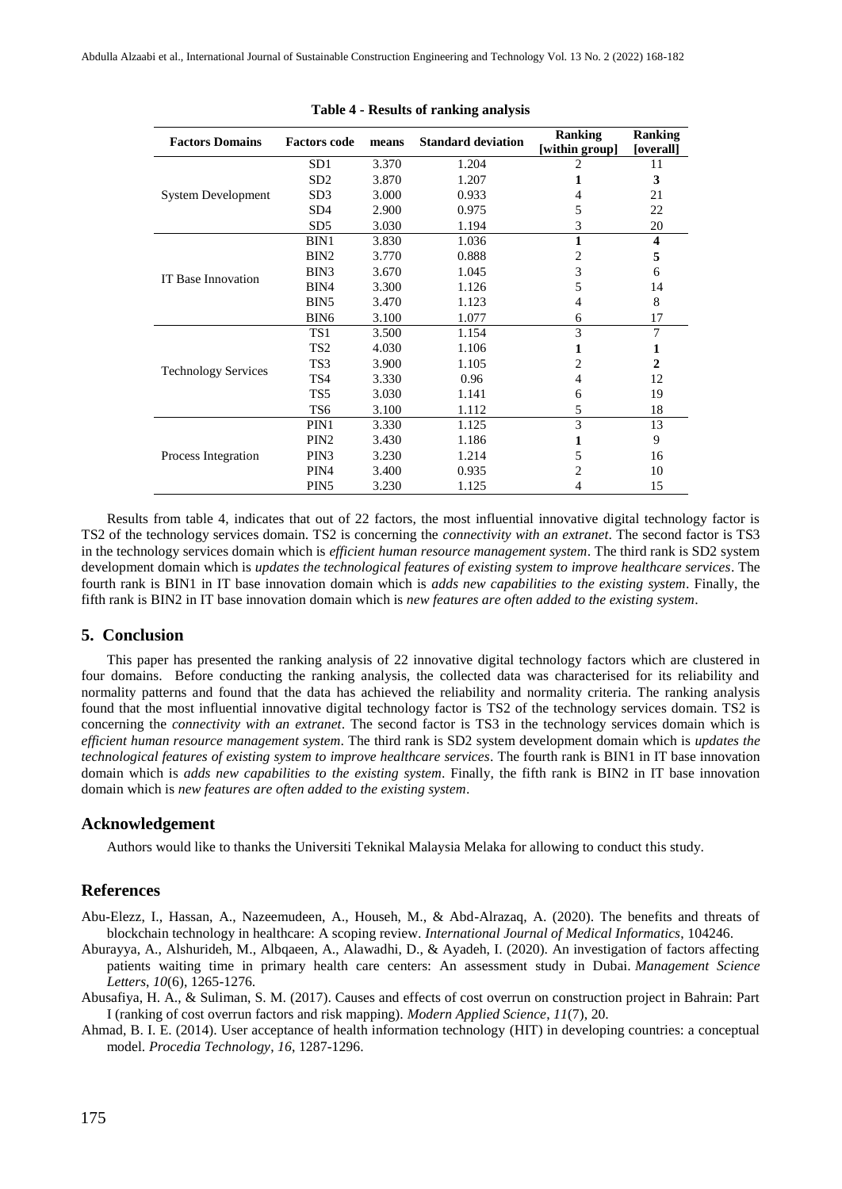**Table 4 - Results of ranking analysis**

| Factors Domains | Factors code | means | Standard deviation | Ranking [within group] | Ranking [overall] |
|---|---|---|---|---|---|
| System Development | SD1 | 3.370 | 1.204 | 2 | 11 |
| | SD2 | 3.870 | 1.207 | **1** | **3** |
| | SD3 | 3.000 | 0.933 | 4 | 21 |
| | SD4 | 2.900 | 0.975 | 5 | 22 |
| | SD5 | 3.030 | 1.194 | 3 | 20 |
| IT Base Innovation | BIN1 | 3.830 | 1.036 | **1** | **4** |
| | BIN2 | 3.770 | 0.888 | 2 | **5** |
| | BIN3 | 3.670 | 1.045 | 3 | 6 |
| | BIN4 | 3.300 | 1.126 | 5 | 14 |
| | BIN5 | 3.470 | 1.123 | 4 | 8 |
| | BIN6 | 3.100 | 1.077 | 6 | 17 |
| Technology Services | TS1 | 3.500 | 1.154 | 3 | 7 |
| | TS2 | 4.030 | 1.106 | **1** | **1** |
| | TS3 | 3.900 | 1.105 | 2 | **2** |
| | TS4 | 3.330 | 0.96 | 4 | 12 |
| | TS5 | 3.030 | 1.141 | 6 | 19 |
| | TS6 | 3.100 | 1.112 | 5 | 18 |
| Process Integration | PIN1 | 3.330 | 1.125 | 3 | 13 |
| | PIN2 | 3.430 | 1.186 | **1** | 9 |
| | PIN3 | 3.230 | 1.214 | 5 | 16 |
| | PIN4 | 3.400 | 0.935 | 2 | 10 |
| | PIN5 | 3.230 | 1.125 | 4 | 15 |

Results from table 4, indicates that out of 22 factors, the most influential innovative digital technology factor is TS2 of the technology services domain. TS2 is concerning the *connectivity with an extranet*. The second factor is TS3 in the technology services domain which is *efficient human resource management system*. The third rank is SD2 system development domain which is *updates the technological features of existing system to improve healthcare services*. The fourth rank is BIN1 in IT base innovation domain which is *adds new capabilities to the existing system*. Finally, the fifth rank is BIN2 in IT base innovation domain which is *new features are often added to the existing system*.

## 5. Conclusion

This paper has presented the ranking analysis of 22 innovative digital technology factors which are clustered in four domains. Before conducting the ranking analysis, the collected data was characterised for its reliability and normality patterns and found that the data has achieved the reliability and normality criteria. The ranking analysis found that the most influential innovative digital technology factor is TS2 of the technology services domain. TS2 is concerning the *connectivity with an extranet*. The second factor is TS3 in the technology services domain which is *efficient human resource management system*. The third rank is SD2 system development domain which is *updates the technological features of existing system to improve healthcare services*. The fourth rank is BIN1 in IT base innovation domain which is *adds new capabilities to the existing system*. Finally, the fifth rank is BIN2 in IT base innovation domain which is *new features are often added to the existing system*.

## Acknowledgement

Authors would like to thanks the Universiti Teknikal Malaysia Melaka for allowing to conduct this study.

## References

Abu-Elezz, I., Hassan, A., Nazeemudeen, A., Househ, M., & Abd-Alrazaq, A. (2020). The benefits and threats of blockchain technology in healthcare: A scoping review. *International Journal of Medical Informatics*, 104246.

Aburayya, A., Alshurideh, M., Albqaeen, A., Alawadhi, D., & Ayadeh, I. (2020). An investigation of factors affecting patients waiting time in primary health care centers: An assessment study in Dubai. *Management Science Letters*, *10*(6), 1265-1276.

Abusafiya, H. A., & Suliman, S. M. (2017). Causes and effects of cost overrun on construction project in Bahrain: Part I (ranking of cost overrun factors and risk mapping). *Modern Applied Science*, *11*(7), 20.

Ahmad, B. I. E. (2014). User acceptance of health information technology (HIT) in developing countries: a conceptual model. *Procedia Technology*, *16*, 1287-1296.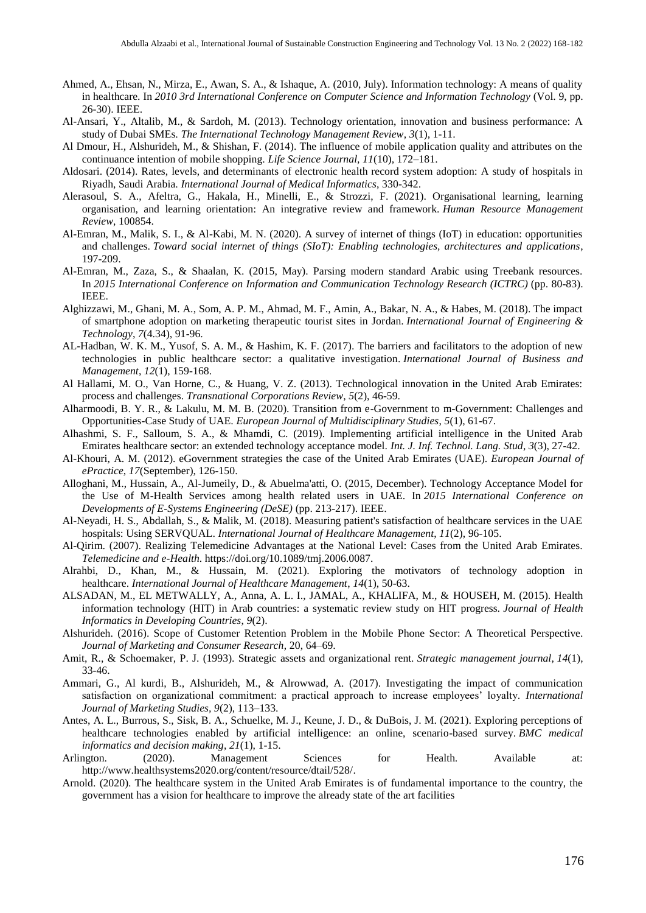Ahmed, A., Ehsan, N., Mirza, E., Awan, S. A., & Ishaque, A. (2010, July). Information technology: A means of quality in healthcare. In *2010 3rd International Conference on Computer Science and Information Technology* (Vol. 9, pp. 26-30). IEEE.

Al-Ansari, Y., Altalib, M., & Sardoh, M. (2013). Technology orientation, innovation and business performance: A study of Dubai SMEs. *The International Technology Management Review*, *3*(1), 1-11.

Al Dmour, H., Alshurideh, M., & Shishan, F. (2014). The influence of mobile application quality and attributes on the continuance intention of mobile shopping. *Life Science Journal*, *11*(10), 172–181.

Aldosari. (2014). Rates, levels, and determinants of electronic health record system adoption: A study of hospitals in Riyadh, Saudi Arabia. *International Journal of Medical Informatics*, 330-342.

Alerasoul, S. A., Afeltra, G., Hakala, H., Minelli, E., & Strozzi, F. (2021). Organisational learning, learning organisation, and learning orientation: An integrative review and framework. *Human Resource Management Review*, 100854.

Al-Emran, M., Malik, S. I., & Al-Kabi, M. N. (2020). A survey of internet of things (IoT) in education: opportunities and challenges. *Toward social internet of things (SIoT): Enabling technologies, architectures and applications*, 197-209.

Al-Emran, M., Zaza, S., & Shaalan, K. (2015, May). Parsing modern standard Arabic using Treebank resources. In *2015 International Conference on Information and Communication Technology Research (ICTRC)* (pp. 80-83). IEEE.

Alghizzawi, M., Ghani, M. A., Som, A. P. M., Ahmad, M. F., Amin, A., Bakar, N. A., & Habes, M. (2018). The impact of smartphone adoption on marketing therapeutic tourist sites in Jordan. *International Journal of Engineering & Technology*, *7*(4.34), 91-96.

AL-Hadban, W. K. M., Yusof, S. A. M., & Hashim, K. F. (2017). The barriers and facilitators to the adoption of new technologies in public healthcare sector: a qualitative investigation. *International Journal of Business and Management*, *12*(1), 159-168.

Al Hallami, M. O., Van Horne, C., & Huang, V. Z. (2013). Technological innovation in the United Arab Emirates: process and challenges. *Transnational Corporations Review*, *5*(2), 46-59.

Alharmoodi, B. Y. R., & Lakulu, M. M. B. (2020). Transition from e-Government to m-Government: Challenges and Opportunities-Case Study of UAE. *European Journal of Multidisciplinary Studies*, *5*(1), 61-67.

Alhashmi, S. F., Salloum, S. A., & Mhamdi, C. (2019). Implementing artificial intelligence in the United Arab Emirates healthcare sector: an extended technology acceptance model. *Int. J. Inf. Technol. Lang. Stud*, *3*(3), 27-42.

Al-Khouri, A. M. (2012). eGovernment strategies the case of the United Arab Emirates (UAE). *European Journal of ePractice*, *17*(September), 126-150.

Alloghani, M., Hussain, A., Al-Jumeily, D., & Abuelma'atti, O. (2015, December). Technology Acceptance Model for the Use of M-Health Services among health related users in UAE. In *2015 International Conference on Developments of E-Systems Engineering (DeSE)* (pp. 213-217). IEEE.

Al-Neyadi, H. S., Abdallah, S., & Malik, M. (2018). Measuring patient's satisfaction of healthcare services in the UAE hospitals: Using SERVQUAL. *International Journal of Healthcare Management*, *11*(2), 96-105.

Al-Qirim. (2007). Realizing Telemedicine Advantages at the National Level: Cases from the United Arab Emirates. *Telemedicine and e-Health*. https://doi.org/10.1089/tmj.2006.0087.

Alrahbi, D., Khan, M., & Hussain, M. (2021). Exploring the motivators of technology adoption in healthcare. *International Journal of Healthcare Management*, *14*(1), 50-63.

ALSADAN, M., EL METWALLY, A., Anna, A. L. I., JAMAL, A., KHALIFA, M., & HOUSEH, M. (2015). Health information technology (HIT) in Arab countries: a systematic review study on HIT progress. *Journal of Health Informatics in Developing Countries*, *9*(2).

Alshurideh. (2016). Scope of Customer Retention Problem in the Mobile Phone Sector: A Theoretical Perspective. *Journal of Marketing and Consumer Research*, 20, 64–69.

Amit, R., & Schoemaker, P. J. (1993). Strategic assets and organizational rent. *Strategic management journal*, *14*(1), 33-46.

Ammari, G., Al kurdi, B., Alshurideh, M., & Alrowwad, A. (2017). Investigating the impact of communication satisfaction on organizational commitment: a practical approach to increase employees' loyalty. *International Journal of Marketing Studies*, *9*(2), 113–133.

Antes, A. L., Burrous, S., Sisk, B. A., Schuelke, M. J., Keune, J. D., & DuBois, J. M. (2021). Exploring perceptions of healthcare technologies enabled by artificial intelligence: an online, scenario-based survey. *BMC medical informatics and decision making*, *21*(1), 1-15.

Arlington. (2020). Management Sciences for Health. Available at: http://www.healthsystems2020.org/content/resource/dtail/528/.

Arnold. (2020). The healthcare system in the United Arab Emirates is of fundamental importance to the country, the government has a vision for healthcare to improve the already state of the art facilities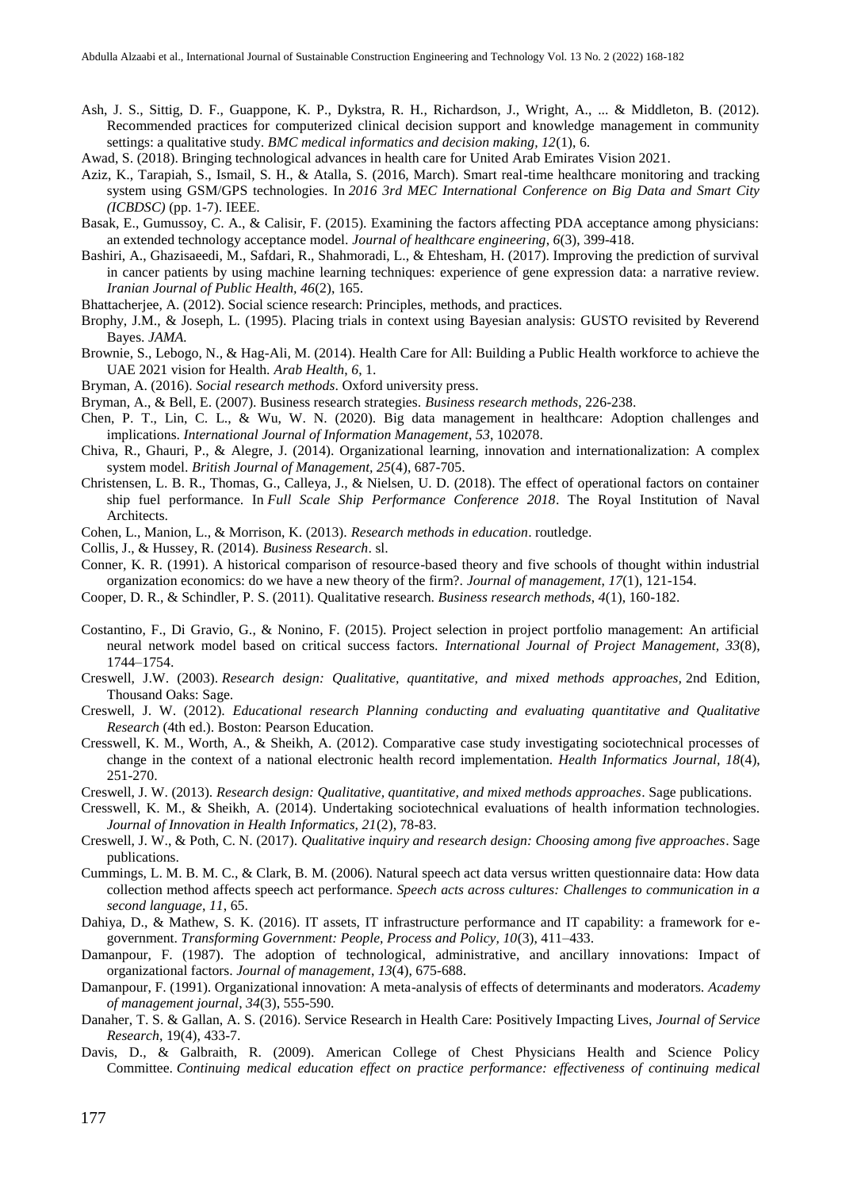Ash, J. S., Sittig, D. F., Guappone, K. P., Dykstra, R. H., Richardson, J., Wright, A., ... & Middleton, B. (2012). Recommended practices for computerized clinical decision support and knowledge management in community settings: a qualitative study. *BMC medical informatics and decision making, 12*(1), 6.

Awad, S. (2018). Bringing technological advances in health care for United Arab Emirates Vision 2021.

Aziz, K., Tarapiah, S., Ismail, S. H., & Atalla, S. (2016, March). Smart real-time healthcare monitoring and tracking system using GSM/GPS technologies. In *2016 3rd MEC International Conference on Big Data and Smart City (ICBDSC)* (pp. 1-7). IEEE.

Basak, E., Gumussoy, C. A., & Calisir, F. (2015). Examining the factors affecting PDA acceptance among physicians: an extended technology acceptance model. *Journal of healthcare engineering*, *6*(3), 399-418.

Bashiri, A., Ghazisaeedi, M., Safdari, R., Shahmoradi, L., & Ehtesham, H. (2017). Improving the prediction of survival in cancer patients by using machine learning techniques: experience of gene expression data: a narrative review. *Iranian Journal of Public Health, 46*(2), 165.

Bhattacherjee, A. (2012). Social science research: Principles, methods, and practices.

Brophy, J.M., & Joseph, L. (1995). Placing trials in context using Bayesian analysis: GUSTO revisited by Reverend Bayes. *JAMA.*

Brownie, S., Lebogo, N., & Hag-Ali, M. (2014). Health Care for All: Building a Public Health workforce to achieve the UAE 2021 vision for Health. *Arab Health*, *6*, 1.

Bryman, A. (2016). *Social research methods*. Oxford university press.

Bryman, A., & Bell, E. (2007). Business research strategies. *Business research methods*, 226-238.

Chen, P. T., Lin, C. L., & Wu, W. N. (2020). Big data management in healthcare: Adoption challenges and implications. *International Journal of Information Management*, *53*, 102078.

Chiva, R., Ghauri, P., & Alegre, J. (2014). Organizational learning, innovation and internationalization: A complex system model. *British Journal of Management*, *25*(4), 687-705.

Christensen, L. B. R., Thomas, G., Calleya, J., & Nielsen, U. D. (2018). The effect of operational factors on container ship fuel performance. In *Full Scale Ship Performance Conference 2018*. The Royal Institution of Naval Architects.

Cohen, L., Manion, L., & Morrison, K. (2013). *Research methods in education*. routledge.

Collis, J., & Hussey, R. (2014). *Business Research*. sl.

Conner, K. R. (1991). A historical comparison of resource-based theory and five schools of thought within industrial organization economics: do we have a new theory of the firm?. *Journal of management*, *17*(1), 121-154.

Cooper, D. R., & Schindler, P. S. (2011). Qualitative research. *Business research methods*, *4*(1), 160-182.

Costantino, F., Di Gravio, G., & Nonino, F. (2015). Project selection in project portfolio management: An artificial neural network model based on critical success factors. *International Journal of Project Management, 33*(8), 1744–1754.

Creswell, J.W. (2003). *Research design: Qualitative, quantitative, and mixed methods approaches,* 2nd Edition, Thousand Oaks: Sage.

Creswell, J. W. (2012). *Educational research Planning conducting and evaluating quantitative and Qualitative Research* (4th ed.). Boston: Pearson Education.

Cresswell, K. M., Worth, A., & Sheikh, A. (2012). Comparative case study investigating sociotechnical processes of change in the context of a national electronic health record implementation. *Health Informatics Journal, 18*(4), 251-270.

Creswell, J. W. (2013). *Research design: Qualitative, quantitative, and mixed methods approaches*. Sage publications.

Cresswell, K. M., & Sheikh, A. (2014). Undertaking sociotechnical evaluations of health information technologies. *Journal of Innovation in Health Informatics, 21*(2), 78-83.

Creswell, J. W., & Poth, C. N. (2017). *Qualitative inquiry and research design: Choosing among five approaches*. Sage publications.

Cummings, L. M. B. M. C., & Clark, B. M. (2006). Natural speech act data versus written questionnaire data: How data collection method affects speech act performance. *Speech acts across cultures: Challenges to communication in a second language*, *11*, 65.

Dahiya, D., & Mathew, S. K. (2016). IT assets, IT infrastructure performance and IT capability: a framework for e-government. *Transforming Government: People, Process and Policy, 10*(3), 411–433.

Damanpour, F. (1987). The adoption of technological, administrative, and ancillary innovations: Impact of organizational factors. *Journal of management*, *13*(4), 675-688.

Damanpour, F. (1991). Organizational innovation: A meta-analysis of effects of determinants and moderators. *Academy of management journal*, *34*(3), 555-590.

Danaher, T. S. & Gallan, A. S. (2016). Service Research in Health Care: Positively Impacting Lives, *Journal of Service Research*, 19(4), 433-7.

Davis, D., & Galbraith, R. (2009). American College of Chest Physicians Health and Science Policy Committee. *Continuing medical education effect on practice performance: effectiveness of continuing medical*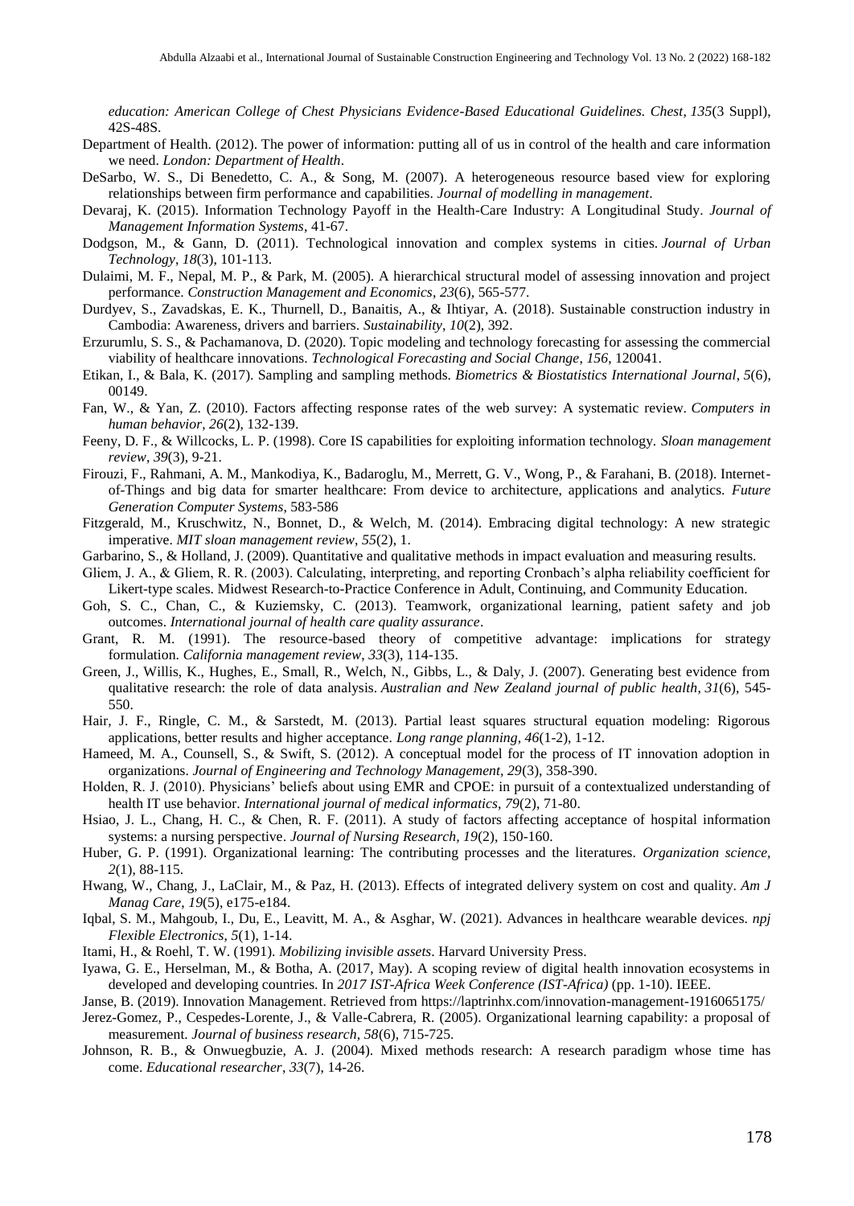*education: American College of Chest Physicians Evidence-Based Educational Guidelines. Chest*, *135*(3 Suppl), 42S-48S.

Department of Health. (2012). The power of information: putting all of us in control of the health and care information we need. *London: Department of Health*.

DeSarbo, W. S., Di Benedetto, C. A., & Song, M. (2007). A heterogeneous resource based view for exploring relationships between firm performance and capabilities. *Journal of modelling in management*.

Devaraj, K. (2015). Information Technology Payoff in the Health-Care Industry: A Longitudinal Study. *Journal of Management Information Systems*, 41-67.

Dodgson, M., & Gann, D. (2011). Technological innovation and complex systems in cities. *Journal of Urban Technology*, *18*(3), 101-113.

Dulaimi, M. F., Nepal, M. P., & Park, M. (2005). A hierarchical structural model of assessing innovation and project performance. *Construction Management and Economics*, *23*(6), 565-577.

Durdyev, S., Zavadskas, E. K., Thurnell, D., Banaitis, A., & Ihtiyar, A. (2018). Sustainable construction industry in Cambodia: Awareness, drivers and barriers. *Sustainability*, *10*(2), 392.

Erzurumlu, S. S., & Pachamanova, D. (2020). Topic modeling and technology forecasting for assessing the commercial viability of healthcare innovations. *Technological Forecasting and Social Change*, *156*, 120041.

Etikan, I., & Bala, K. (2017). Sampling and sampling methods. *Biometrics & Biostatistics International Journal*, *5*(6), 00149.

Fan, W., & Yan, Z. (2010). Factors affecting response rates of the web survey: A systematic review. *Computers in human behavior*, *26*(2), 132-139.

Feeny, D. F., & Willcocks, L. P. (1998). Core IS capabilities for exploiting information technology. *Sloan management review*, *39*(3), 9-21.

Firouzi, F., Rahmani, A. M., Mankodiya, K., Badaroglu, M., Merrett, G. V., Wong, P., & Farahani, B. (2018). Internet-of-Things and big data for smarter healthcare: From device to architecture, applications and analytics. *Future Generation Computer Systems*, 583-586

Fitzgerald, M., Kruschwitz, N., Bonnet, D., & Welch, M. (2014). Embracing digital technology: A new strategic imperative. *MIT sloan management review*, *55*(2), 1.

Garbarino, S., & Holland, J. (2009). Quantitative and qualitative methods in impact evaluation and measuring results.

Gliem, J. A., & Gliem, R. R. (2003). Calculating, interpreting, and reporting Cronbach's alpha reliability coefficient for Likert-type scales. Midwest Research-to-Practice Conference in Adult, Continuing, and Community Education.

Goh, S. C., Chan, C., & Kuziemsky, C. (2013). Teamwork, organizational learning, patient safety and job outcomes. *International journal of health care quality assurance*.

Grant, R. M. (1991). The resource-based theory of competitive advantage: implications for strategy formulation. *California management review*, *33*(3), 114-135.

Green, J., Willis, K., Hughes, E., Small, R., Welch, N., Gibbs, L., & Daly, J. (2007). Generating best evidence from qualitative research: the role of data analysis. *Australian and New Zealand journal of public health*, *31*(6), 545-550.

Hair, J. F., Ringle, C. M., & Sarstedt, M. (2013). Partial least squares structural equation modeling: Rigorous applications, better results and higher acceptance. *Long range planning*, *46*(1-2), 1-12.

Hameed, M. A., Counsell, S., & Swift, S. (2012). A conceptual model for the process of IT innovation adoption in organizations. *Journal of Engineering and Technology Management*, *29*(3), 358-390.

Holden, R. J. (2010). Physicians' beliefs about using EMR and CPOE: in pursuit of a contextualized understanding of health IT use behavior. *International journal of medical informatics*, *79*(2), 71-80.

Hsiao, J. L., Chang, H. C., & Chen, R. F. (2011). A study of factors affecting acceptance of hospital information systems: a nursing perspective. *Journal of Nursing Research*, *19*(2), 150-160.

Huber, G. P. (1991). Organizational learning: The contributing processes and the literatures. *Organization science*, *2*(1), 88-115.

Hwang, W., Chang, J., LaClair, M., & Paz, H. (2013). Effects of integrated delivery system on cost and quality. *Am J Manag Care*, *19*(5), e175-e184.

Iqbal, S. M., Mahgoub, I., Du, E., Leavitt, M. A., & Asghar, W. (2021). Advances in healthcare wearable devices. *npj Flexible Electronics*, *5*(1), 1-14.

Itami, H., & Roehl, T. W. (1991). *Mobilizing invisible assets*. Harvard University Press.

Iyawa, G. E., Herselman, M., & Botha, A. (2017, May). A scoping review of digital health innovation ecosystems in developed and developing countries. In *2017 IST-Africa Week Conference (IST-Africa)* (pp. 1-10). IEEE.

Janse, B. (2019). Innovation Management. Retrieved from https://laptrinhx.com/innovation-management-1916065175/

Jerez-Gomez, P., Cespedes-Lorente, J., & Valle-Cabrera, R. (2005). Organizational learning capability: a proposal of measurement. *Journal of business research*, *58*(6), 715-725.

Johnson, R. B., & Onwuegbuzie, A. J. (2004). Mixed methods research: A research paradigm whose time has come. *Educational researcher*, *33*(7), 14-26.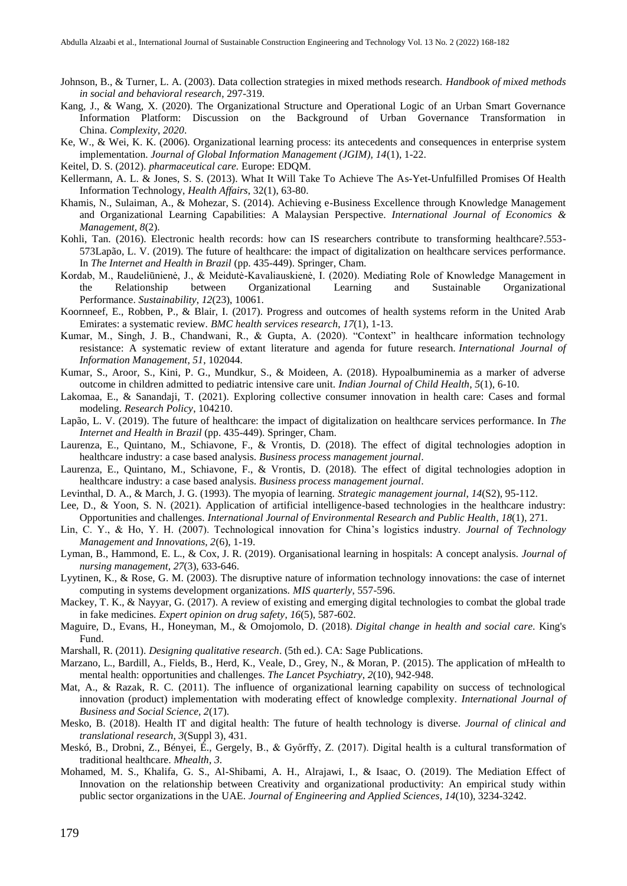Johnson, B., & Turner, L. A. (2003). Data collection strategies in mixed methods research. *Handbook of mixed methods in social and behavioral research*, 297-319.

Kang, J., & Wang, X. (2020). The Organizational Structure and Operational Logic of an Urban Smart Governance Information Platform: Discussion on the Background of Urban Governance Transformation in China. *Complexity*, *2020*.

Ke, W., & Wei, K. K. (2006). Organizational learning process: its antecedents and consequences in enterprise system implementation. *Journal of Global Information Management (JGIM)*, *14*(1), 1-22.

Keitel, D. S. (2012). *pharmaceutical care.* Europe: EDQM.

Kellermann, A. L. & Jones, S. S. (2013). What It Will Take To Achieve The As-Yet-Unfulfilled Promises Of Health Information Technology, *Health Affairs*, 32(1), 63-80.

Khamis, N., Sulaiman, A., & Mohezar, S. (2014). Achieving e-Business Excellence through Knowledge Management and Organizational Learning Capabilities: A Malaysian Perspective. *International Journal of Economics & Management*, *8*(2).

Kohli, Tan. (2016). Electronic health records: how can IS researchers contribute to transforming healthcare?.553-573Lapão, L. V. (2019). The future of healthcare: the impact of digitalization on healthcare services performance. In *The Internet and Health in Brazil* (pp. 435-449). Springer, Cham.

Kordab, M., Raudeliūnienė, J., & Meidutė-Kavaliauskienė, I. (2020). Mediating Role of Knowledge Management in the Relationship between Organizational Learning and Sustainable Organizational Performance. *Sustainability*, *12*(23), 10061.

Koornneef, E., Robben, P., & Blair, I. (2017). Progress and outcomes of health systems reform in the United Arab Emirates: a systematic review. *BMC health services research*, *17*(1), 1-13.

Kumar, M., Singh, J. B., Chandwani, R., & Gupta, A. (2020). "Context" in healthcare information technology resistance: A systematic review of extant literature and agenda for future research. *International Journal of Information Management*, *51*, 102044.

Kumar, S., Aroor, S., Kini, P. G., Mundkur, S., & Moideen, A. (2018). Hypoalbuminemia as a marker of adverse outcome in children admitted to pediatric intensive care unit. *Indian Journal of Child Health*, *5*(1), 6-10.

Lakomaa, E., & Sanandaji, T. (2021). Exploring collective consumer innovation in health care: Cases and formal modeling. *Research Policy*, 104210.

Lapão, L. V. (2019). The future of healthcare: the impact of digitalization on healthcare services performance. In *The Internet and Health in Brazil* (pp. 435-449). Springer, Cham.

Laurenza, E., Quintano, M., Schiavone, F., & Vrontis, D. (2018). The effect of digital technologies adoption in healthcare industry: a case based analysis. *Business process management journal*.

Laurenza, E., Quintano, M., Schiavone, F., & Vrontis, D. (2018). The effect of digital technologies adoption in healthcare industry: a case based analysis. *Business process management journal*.

Levinthal, D. A., & March, J. G. (1993). The myopia of learning. *Strategic management journal*, *14*(S2), 95-112.

Lee, D., & Yoon, S. N. (2021). Application of artificial intelligence-based technologies in the healthcare industry: Opportunities and challenges. *International Journal of Environmental Research and Public Health*, *18*(1), 271.

Lin, C. Y., & Ho, Y. H. (2007). Technological innovation for China's logistics industry. *Journal of Technology Management and Innovations*, *2*(6), 1-19.

Lyman, B., Hammond, E. L., & Cox, J. R. (2019). Organisational learning in hospitals: A concept analysis. *Journal of nursing management*, *27*(3), 633-646.

Lyytinen, K., & Rose, G. M. (2003). The disruptive nature of information technology innovations: the case of internet computing in systems development organizations. *MIS quarterly*, 557-596.

Mackey, T. K., & Nayyar, G. (2017). A review of existing and emerging digital technologies to combat the global trade in fake medicines. *Expert opinion on drug safety*, *16*(5), 587-602.

Maguire, D., Evans, H., Honeyman, M., & Omojomolo, D. (2018). *Digital change in health and social care*. King's Fund.

Marshall, R. (2011). *Designing qualitative research*. (5th ed.). CA: Sage Publications.

Marzano, L., Bardill, A., Fields, B., Herd, K., Veale, D., Grey, N., & Moran, P. (2015). The application of mHealth to mental health: opportunities and challenges. *The Lancet Psychiatry*, *2*(10), 942-948.

Mat, A., & Razak, R. C. (2011). The influence of organizational learning capability on success of technological innovation (product) implementation with moderating effect of knowledge complexity. *International Journal of Business and Social Science*, *2*(17).

Mesko, B. (2018). Health IT and digital health: The future of health technology is diverse. *Journal of clinical and translational research*, *3*(Suppl 3), 431.

Meskó, B., Drobni, Z., Bényei, É., Gergely, B., & Győrffy, Z. (2017). Digital health is a cultural transformation of traditional healthcare. *Mhealth*, *3*.

Mohamed, M. S., Khalifa, G. S., Al-Shibami, A. H., Alrajawi, I., & Isaac, O. (2019). The Mediation Effect of Innovation on the relationship between Creativity and organizational productivity: An empirical study within public sector organizations in the UAE. *Journal of Engineering and Applied Sciences*, *14*(10), 3234-3242.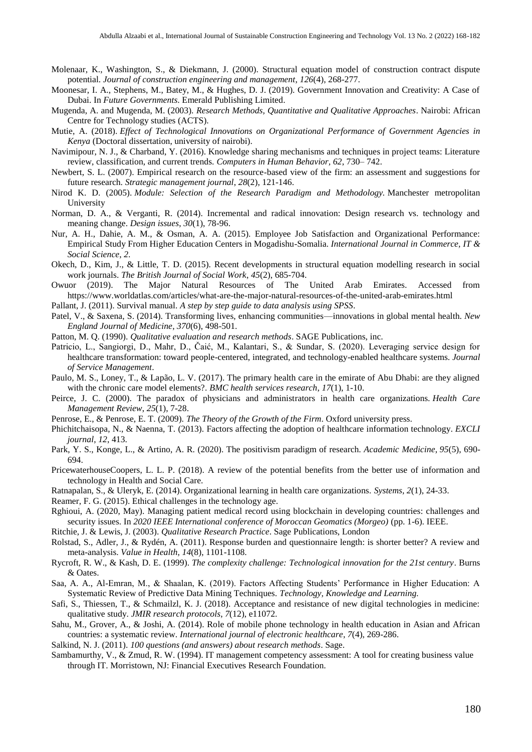Molenaar, K., Washington, S., & Diekmann, J. (2000). Structural equation model of construction contract dispute potential. *Journal of construction engineering and management*, *126*(4), 268-277.

Moonesar, I. A., Stephens, M., Batey, M., & Hughes, D. J. (2019). Government Innovation and Creativity: A Case of Dubai. In *Future Governments*. Emerald Publishing Limited.

Mugenda, A. and Mugenda, M. (2003). *Research Methods, Quantitative and Qualitative Approaches*. Nairobi: African Centre for Technology studies (ACTS).

Mutie, A. (2018). *Effect of Technological Innovations on Organizational Performance of Government Agencies in Kenya* (Doctoral dissertation, university of nairobi).

Navimipour, N. J., & Charband, Y. (2016). Knowledge sharing mechanisms and techniques in project teams: Literature review, classification, and current trends. *Computers in Human Behavior, 62*, 730– 742.

Newbert, S. L. (2007). Empirical research on the resource-based view of the firm: an assessment and suggestions for future research. *Strategic management journal*, *28*(2), 121-146.

Nirod K. D. (2005). *Module: Selection of the Research Paradigm and Methodology.* Manchester metropolitan University

Norman, D. A., & Verganti, R. (2014). Incremental and radical innovation: Design research vs. technology and meaning change. *Design issues*, *30*(1), 78-96.

Nur, A. H., Dahie, A. M., & Osman, A. A. (2015). Employee Job Satisfaction and Organizational Performance: Empirical Study From Higher Education Centers in Mogadishu-Somalia. *International Journal in Commerce, IT & Social Science*, *2*.

Okech, D., Kim, J., & Little, T. D. (2015). Recent developments in structural equation modelling research in social work journals. *The British Journal of Social Work*, *45*(2), 685-704.

Owuor (2019). The Major Natural Resources of The United Arab Emirates. Accessed from https://www.worldatlas.com/articles/what-are-the-major-natural-resources-of-the-united-arab-emirates.html

Pallant, J. (2011). Survival manual. *A step by step guide to data analysis using SPSS*.

Patel, V., & Saxena, S. (2014). Transforming lives, enhancing communities—innovations in global mental health. *New England Journal of Medicine*, *370*(6), 498-501.

Patton, M. Q. (1990). *Qualitative evaluation and research methods*. SAGE Publications, inc.

Patricio, L., Sangiorgi, D., Mahr, D., Čaić, M., Kalantari, S., & Sundar, S. (2020). Leveraging service design for healthcare transformation: toward people-centered, integrated, and technology-enabled healthcare systems. *Journal of Service Management*.

Paulo, M. S., Loney, T., & Lapão, L. V. (2017). The primary health care in the emirate of Abu Dhabi: are they aligned with the chronic care model elements?. *BMC health services research*, *17*(1), 1-10.

Peirce, J. C. (2000). The paradox of physicians and administrators in health care organizations. *Health Care Management Review*, *25*(1), 7-28.

Penrose, E., & Penrose, E. T. (2009). *The Theory of the Growth of the Firm*. Oxford university press.

Phichitchaisopa, N., & Naenna, T. (2013). Factors affecting the adoption of healthcare information technology. *EXCLI journal*, *12*, 413.

Park, Y. S., Konge, L., & Artino, A. R. (2020). The positivism paradigm of research. *Academic Medicine*, *95*(5), 690-694.

PricewaterhouseCoopers, L. L. P. (2018). A review of the potential benefits from the better use of information and technology in Health and Social Care.

Ratnapalan, S., & Uleryk, E. (2014). Organizational learning in health care organizations. *Systems*, *2*(1), 24-33.

Reamer, F. G. (2015). Ethical challenges in the technology age.

Rghioui, A. (2020, May). Managing patient medical record using blockchain in developing countries: challenges and security issues. In *2020 IEEE International conference of Moroccan Geomatics (Morgeo)* (pp. 1-6). IEEE.

Ritchie, J. & Lewis, J. (2003). *Qualitative Research Practice*. Sage Publications, London

Rolstad, S., Adler, J., & Rydén, A. (2011). Response burden and questionnaire length: is shorter better? A review and meta-analysis. *Value in Health*, *14*(8), 1101-1108.

Rycroft, R. W., & Kash, D. E. (1999). *The complexity challenge: Technological innovation for the 21st century*. Burns & Oates.

Saa, A. A., Al-Emran, M., & Shaalan, K. (2019). Factors Affecting Students' Performance in Higher Education: A Systematic Review of Predictive Data Mining Techniques. *Technology, Knowledge and Learning.*

Safi, S., Thiessen, T., & Schmailzl, K. J. (2018). Acceptance and resistance of new digital technologies in medicine: qualitative study. *JMIR research protocols*, *7*(12), e11072.

Sahu, M., Grover, A., & Joshi, A. (2014). Role of mobile phone technology in health education in Asian and African countries: a systematic review. *International journal of electronic healthcare*, *7*(4), 269-286.

Salkind, N. J. (2011). *100 questions (and answers) about research methods*. Sage.

Sambamurthy, V., & Zmud, R. W. (1994). IT management competency assessment: A tool for creating business value through IT. Morristown, NJ: Financial Executives Research Foundation.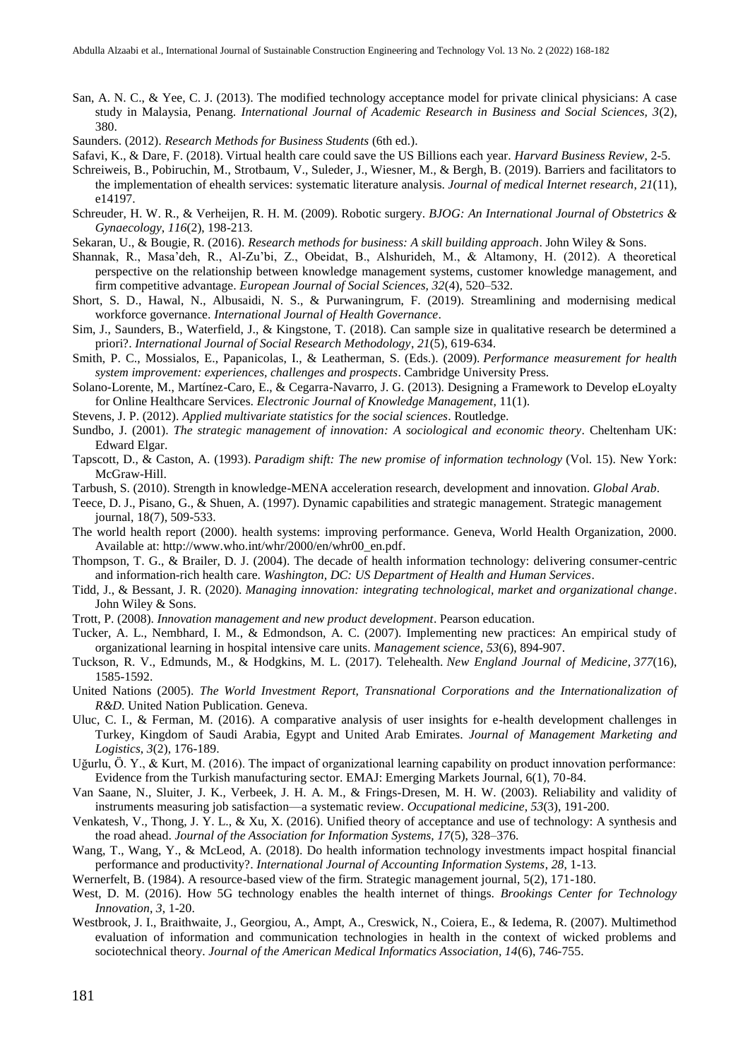San, A. N. C., & Yee, C. J. (2013). The modified technology acceptance model for private clinical physicians: A case study in Malaysia, Penang. *International Journal of Academic Research in Business and Social Sciences, 3*(2), 380.

Saunders. (2012). *Research Methods for Business Students* (6th ed.).

Safavi, K., & Dare, F. (2018). Virtual health care could save the US Billions each year. *Harvard Business Review*, 2-5.

Schreiweis, B., Pobiruchin, M., Strotbaum, V., Suleder, J., Wiesner, M., & Bergh, B. (2019). Barriers and facilitators to the implementation of ehealth services: systematic literature analysis. *Journal of medical Internet research*, *21*(11), e14197.

Schreuder, H. W. R., & Verheijen, R. H. M. (2009). Robotic surgery. *BJOG: An International Journal of Obstetrics & Gynaecology*, *116*(2), 198-213.

Sekaran, U., & Bougie, R. (2016). *Research methods for business: A skill building approach*. John Wiley & Sons.

Shannak, R., Masa'deh, R., Al-Zu'bi, Z., Obeidat, B., Alshurideh, M., & Altamony, H. (2012). A theoretical perspective on the relationship between knowledge management systems, customer knowledge management, and firm competitive advantage. *European Journal of Social Sciences, 32*(4), 520–532.

Short, S. D., Hawal, N., Albusaidi, N. S., & Purwaningrum, F. (2019). Streamlining and modernising medical workforce governance. *International Journal of Health Governance*.

Sim, J., Saunders, B., Waterfield, J., & Kingstone, T. (2018). Can sample size in qualitative research be determined a priori?. *International Journal of Social Research Methodology*, *21*(5), 619-634.

Smith, P. C., Mossialos, E., Papanicolas, I., & Leatherman, S. (Eds.). (2009). *Performance measurement for health system improvement: experiences, challenges and prospects*. Cambridge University Press.

Solano-Lorente, M., Martínez-Caro, E., & Cegarra-Navarro, J. G. (2013). Designing a Framework to Develop eLoyalty for Online Healthcare Services. *Electronic Journal of Knowledge Management*, 11(1).

Stevens, J. P. (2012). *Applied multivariate statistics for the social sciences*. Routledge.

Sundbo, J. (2001). *The strategic management of innovation: A sociological and economic theory*. Cheltenham UK: Edward Elgar.

Tapscott, D., & Caston, A. (1993). *Paradigm shift: The new promise of information technology* (Vol. 15). New York: McGraw-Hill.

Tarbush, S. (2010). Strength in knowledge-MENA acceleration research, development and innovation. *Global Arab*.

Teece, D. J., Pisano, G., & Shuen, A. (1997). Dynamic capabilities and strategic management. Strategic management journal, 18(7), 509-533.

The world health report (2000). health systems: improving performance. Geneva, World Health Organization, 2000. Available at: http://www.who.int/whr/2000/en/whr00_en.pdf.

Thompson, T. G., & Brailer, D. J. (2004). The decade of health information technology: delivering consumer-centric and information-rich health care. *Washington, DC: US Department of Health and Human Services*.

Tidd, J., & Bessant, J. R. (2020). *Managing innovation: integrating technological, market and organizational change*. John Wiley & Sons.

Trott, P. (2008). *Innovation management and new product development*. Pearson education.

Tucker, A. L., Nembhard, I. M., & Edmondson, A. C. (2007). Implementing new practices: An empirical study of organizational learning in hospital intensive care units. *Management science, 53*(6), 894-907.

Tuckson, R. V., Edmunds, M., & Hodgkins, M. L. (2017). Telehealth. *New England Journal of Medicine*, *377*(16), 1585-1592.

United Nations (2005). *The World Investment Report, Transnational Corporations and the Internationalization of R&D*. United Nation Publication. Geneva.

Uluc, C. I., & Ferman, M. (2016). A comparative analysis of user insights for e-health development challenges in Turkey, Kingdom of Saudi Arabia, Egypt and United Arab Emirates. *Journal of Management Marketing and Logistics*, *3*(2), 176-189.

Uğurlu, Ö. Y., & Kurt, M. (2016). The impact of organizational learning capability on product innovation performance: Evidence from the Turkish manufacturing sector. EMAJ: Emerging Markets Journal, 6(1), 70-84.

Van Saane, N., Sluiter, J. K., Verbeek, J. H. A. M., & Frings-Dresen, M. H. W. (2003). Reliability and validity of instruments measuring job satisfaction—a systematic review. *Occupational medicine*, *53*(3), 191-200.

Venkatesh, V., Thong, J. Y. L., & Xu, X. (2016). Unified theory of acceptance and use of technology: A synthesis and the road ahead. *Journal of the Association for Information Systems, 17*(5), 328–376.

Wang, T., Wang, Y., & McLeod, A. (2018). Do health information technology investments impact hospital financial performance and productivity?. *International Journal of Accounting Information Systems*, *28*, 1-13.

Wernerfelt, B. (1984). A resource-based view of the firm. Strategic management journal, 5(2), 171-180.

West, D. M. (2016). How 5G technology enables the health internet of things. *Brookings Center for Technology Innovation*, *3*, 1-20.

Westbrook, J. I., Braithwaite, J., Georgiou, A., Ampt, A., Creswick, N., Coiera, E., & Iedema, R. (2007). Multimethod evaluation of information and communication technologies in health in the context of wicked problems and sociotechnical theory. *Journal of the American Medical Informatics Association, 14*(6), 746-755.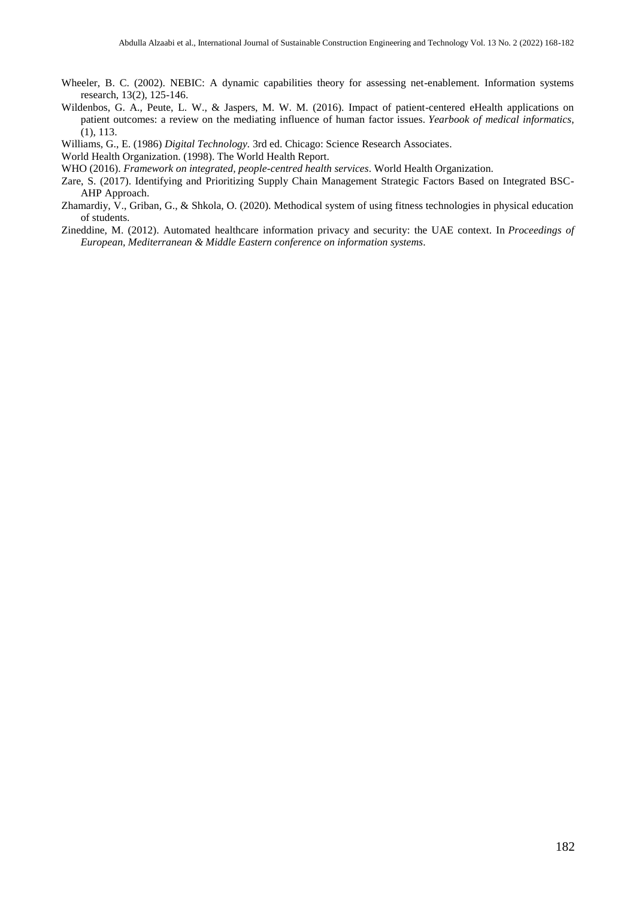Wheeler, B. C. (2002). NEBIC: A dynamic capabilities theory for assessing net-enablement. Information systems research, 13(2), 125-146.

Wildenbos, G. A., Peute, L. W., & Jaspers, M. W. M. (2016). Impact of patient-centered eHealth applications on patient outcomes: a review on the mediating influence of human factor issues. *Yearbook of medical informatics*, (1), 113.

Williams, G., E. (1986) *Digital Technology*. 3rd ed. Chicago: Science Research Associates.

World Health Organization. (1998). The World Health Report.

WHO (2016). *Framework on integrated, people-centred health services*. World Health Organization.

Zare, S. (2017). Identifying and Prioritizing Supply Chain Management Strategic Factors Based on Integrated BSC-AHP Approach.

Zhamardiy, V., Griban, G., & Shkola, O. (2020). Methodical system of using fitness technologies in physical education of students.

Zineddine, M. (2012). Automated healthcare information privacy and security: the UAE context. In *Proceedings of European, Mediterranean & Middle Eastern conference on information systems*.